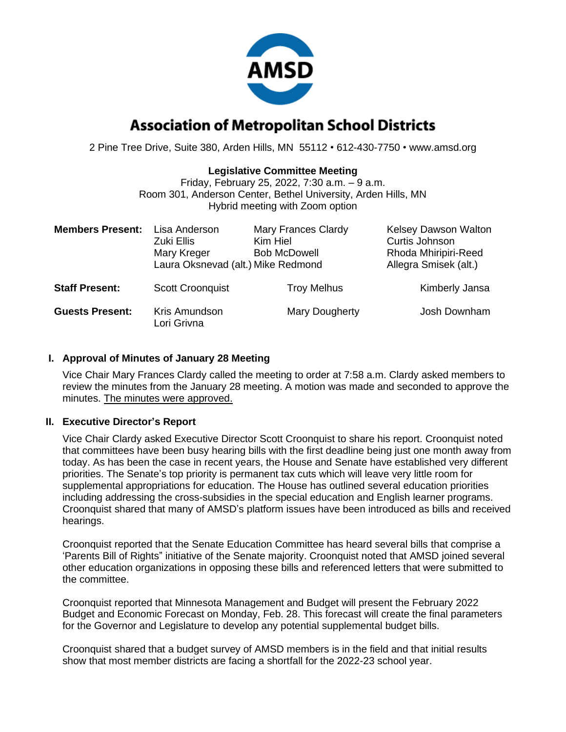AMSD

# Association of Metropolitan School Districts

2 Pine Tree Drive, Suite 380, Arden Hills, MN 55112 • 612-430-7750 • www.amsd.org

**Legislative Committee Meeting**
Friday, February 25, 2022, 7:30 a.m. – 9 a.m.
Room 301, Anderson Center, Bethel University, Arden Hills, MN
Hybrid meeting with Zoom option

| | | | |
|---|---|---|---|
| **Members Present:** | Lisa Anderson | Mary Frances Clardy | Kelsey Dawson Walton |
| | Zuki Ellis | Kim Hiel | Curtis Johnson |
| | Mary Kreger | Bob McDowell | Rhoda Mhiripiri-Reed |
| | Laura Oksnevad (alt.) | Mike Redmond | Allegra Smisek (alt.) |
| **Staff Present:** | Scott Croonquist | Troy Melhus | Kimberly Jansa |
| **Guests Present:** | Kris Amundson | Mary Dougherty | Josh Downham |
| | Lori Grivna | | |

## I. Approval of Minutes of January 28 Meeting

Vice Chair Mary Frances Clardy called the meeting to order at 7:58 a.m. Clardy asked members to review the minutes from the January 28 meeting. A motion was made and seconded to approve the minutes. The minutes were approved.

## II. Executive Director's Report

Vice Chair Clardy asked Executive Director Scott Croonquist to share his report. Croonquist noted that committees have been busy hearing bills with the first deadline being just one month away from today. As has been the case in recent years, the House and Senate have established very different priorities. The Senate's top priority is permanent tax cuts which will leave very little room for supplemental appropriations for education. The House has outlined several education priorities including addressing the cross-subsidies in the special education and English learner programs. Croonquist shared that many of AMSD's platform issues have been introduced as bills and received hearings.

Croonquist reported that the Senate Education Committee has heard several bills that comprise a 'Parents Bill of Rights" initiative of the Senate majority. Croonquist noted that AMSD joined several other education organizations in opposing these bills and referenced letters that were submitted to the committee.

Croonquist reported that Minnesota Management and Budget will present the February 2022 Budget and Economic Forecast on Monday, Feb. 28. This forecast will create the final parameters for the Governor and Legislature to develop any potential supplemental budget bills.

Croonquist shared that a budget survey of AMSD members is in the field and that initial results show that most member districts are facing a shortfall for the 2022-23 school year.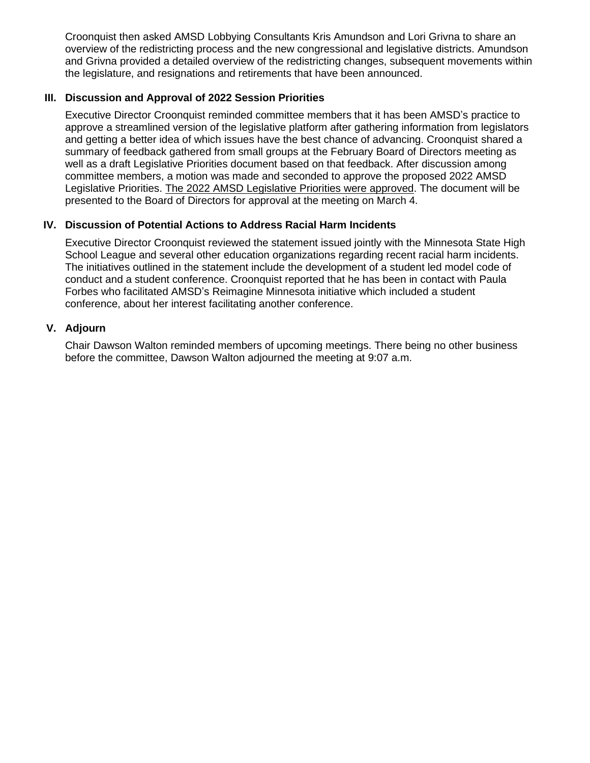Croonquist then asked AMSD Lobbying Consultants Kris Amundson and Lori Grivna to share an overview of the redistricting process and the new congressional and legislative districts. Amundson and Grivna provided a detailed overview of the redistricting changes, subsequent movements within the legislature, and resignations and retirements that have been announced.

## III. Discussion and Approval of 2022 Session Priorities

Executive Director Croonquist reminded committee members that it has been AMSD's practice to approve a streamlined version of the legislative platform after gathering information from legislators and getting a better idea of which issues have the best chance of advancing. Croonquist shared a summary of feedback gathered from small groups at the February Board of Directors meeting as well as a draft Legislative Priorities document based on that feedback. After discussion among committee members, a motion was made and seconded to approve the proposed 2022 AMSD Legislative Priorities. <u>The 2022 AMSD Legislative Priorities were approved</u>. The document will be presented to the Board of Directors for approval at the meeting on March 4.

## IV. Discussion of Potential Actions to Address Racial Harm Incidents

Executive Director Croonquist reviewed the statement issued jointly with the Minnesota State High School League and several other education organizations regarding recent racial harm incidents. The initiatives outlined in the statement include the development of a student led model code of conduct and a student conference. Croonquist reported that he has been in contact with Paula Forbes who facilitated AMSD's Reimagine Minnesota initiative which included a student conference, about her interest facilitating another conference.

## V. Adjourn

Chair Dawson Walton reminded members of upcoming meetings. There being no other business before the committee, Dawson Walton adjourned the meeting at 9:07 a.m.